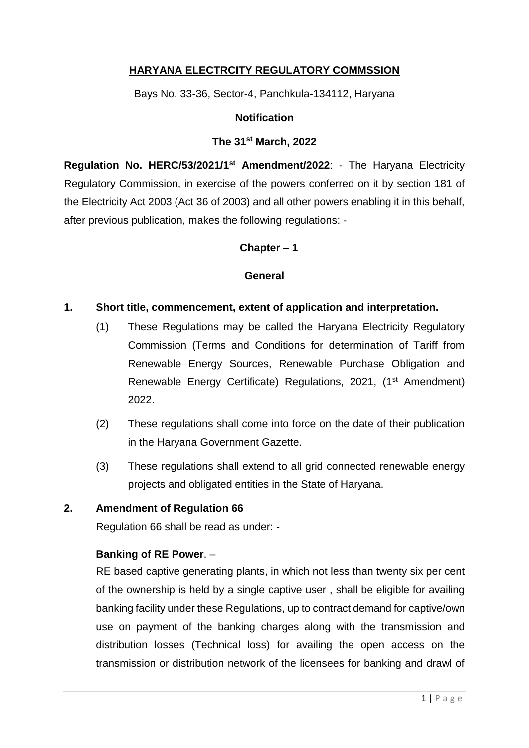**HARYANA ELECTRCITY REGULATORY COMMSSION**

Bays No. 33-36, Sector-4, Panchkula-134112, Haryana

**Notification**

**The 31st March, 2022**

**Regulation No. HERC/53/2021/1st Amendment/2022**: - The Haryana Electricity Regulatory Commission, in exercise of the powers conferred on it by section 181 of the Electricity Act 2003 (Act 36 of 2003) and all other powers enabling it in this behalf, after previous publication, makes the following regulations: -

**Chapter – 1**

**General**

**1. Short title, commencement, extent of application and interpretation.**

(1) These Regulations may be called the Haryana Electricity Regulatory Commission (Terms and Conditions for determination of Tariff from Renewable Energy Sources, Renewable Purchase Obligation and Renewable Energy Certificate) Regulations, 2021, (1st Amendment) 2022.

(2) These regulations shall come into force on the date of their publication in the Haryana Government Gazette.

(3) These regulations shall extend to all grid connected renewable energy projects and obligated entities in the State of Haryana.

**2. Amendment of Regulation 66**

Regulation 66 shall be read as under: -

**Banking of RE Power**. –

RE based captive generating plants, in which not less than twenty six per cent of the ownership is held by a single captive user , shall be eligible for availing banking facility under these Regulations, up to contract demand for captive/own use on payment of the banking charges along with the transmission and distribution losses (Technical loss) for availing the open access on the transmission or distribution network of the licensees for banking and drawl of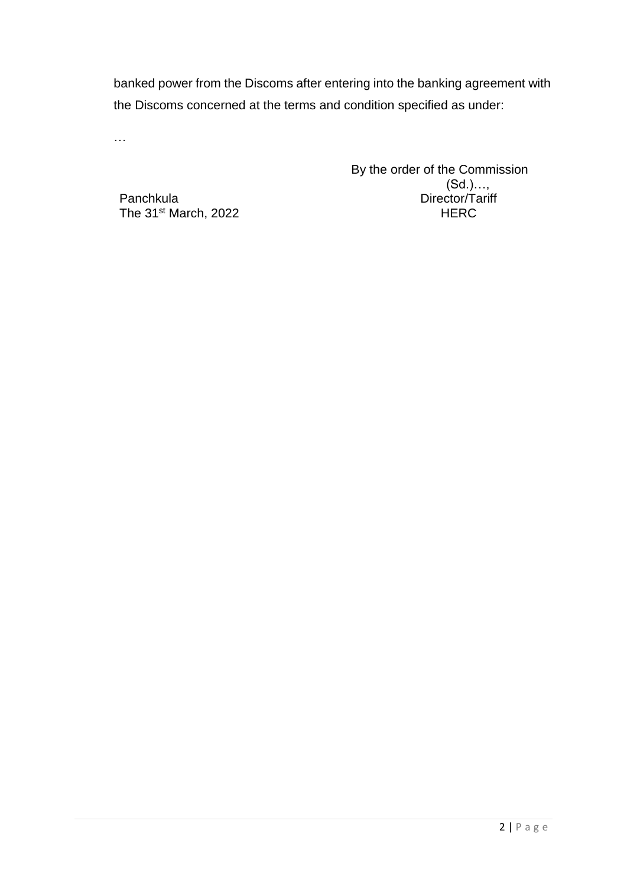banked power from the Discoms after entering into the banking agreement with the Discoms concerned at the terms and condition specified as under:

…

By the order of the Commission
(Sd.)…,
Director/Tariff
HERC

Panchkula
The 31st March, 2022